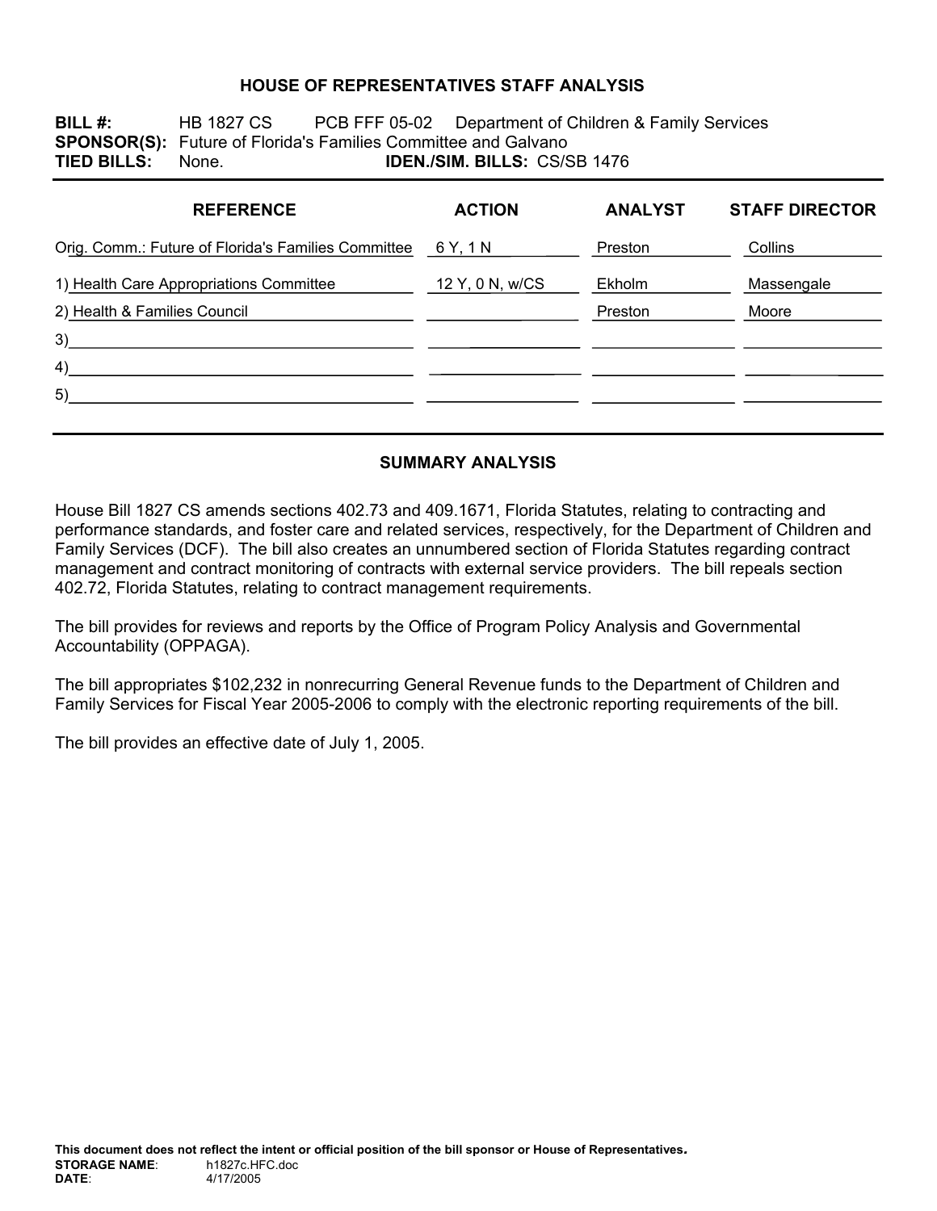# HOUSE OF REPRESENTATIVES STAFF ANALYSIS

**BILL #:** HB 1827 CS PCB FFF 05-02 Department of Children & Family Services
**SPONSOR(S):** Future of Florida's Families Committee and Galvano
**TIED BILLS:** None. **IDEN./SIM. BILLS:** CS/SB 1476

| REFERENCE | ACTION | ANALYST | STAFF DIRECTOR |
|---|---|---|---|
| Orig. Comm.: Future of Florida's Families Committee | 6 Y, 1 N | Preston | Collins |
| 1) Health Care Appropriations Committee | 12 Y, 0 N, w/CS | Ekholm | Massengale |
| 2) Health & Families Council | | Preston | Moore |
| 3) | | | |
| 4) | | | |
| 5) | | | |

## SUMMARY ANALYSIS

House Bill 1827 CS amends sections 402.73 and 409.1671, Florida Statutes, relating to contracting and performance standards, and foster care and related services, respectively, for the Department of Children and Family Services (DCF). The bill also creates an unnumbered section of Florida Statutes regarding contract management and contract monitoring of contracts with external service providers. The bill repeals section 402.72, Florida Statutes, relating to contract management requirements.

The bill provides for reviews and reports by the Office of Program Policy Analysis and Governmental Accountability (OPPAGA).

The bill appropriates $102,232 in nonrecurring General Revenue funds to the Department of Children and Family Services for Fiscal Year 2005-2006 to comply with the electronic reporting requirements of the bill.

The bill provides an effective date of July 1, 2005.

**This document does not reflect the intent or official position of the bill sponsor or House of Representatives.**
**STORAGE NAME**: h1827c.HFC.doc
**DATE**: 4/17/2005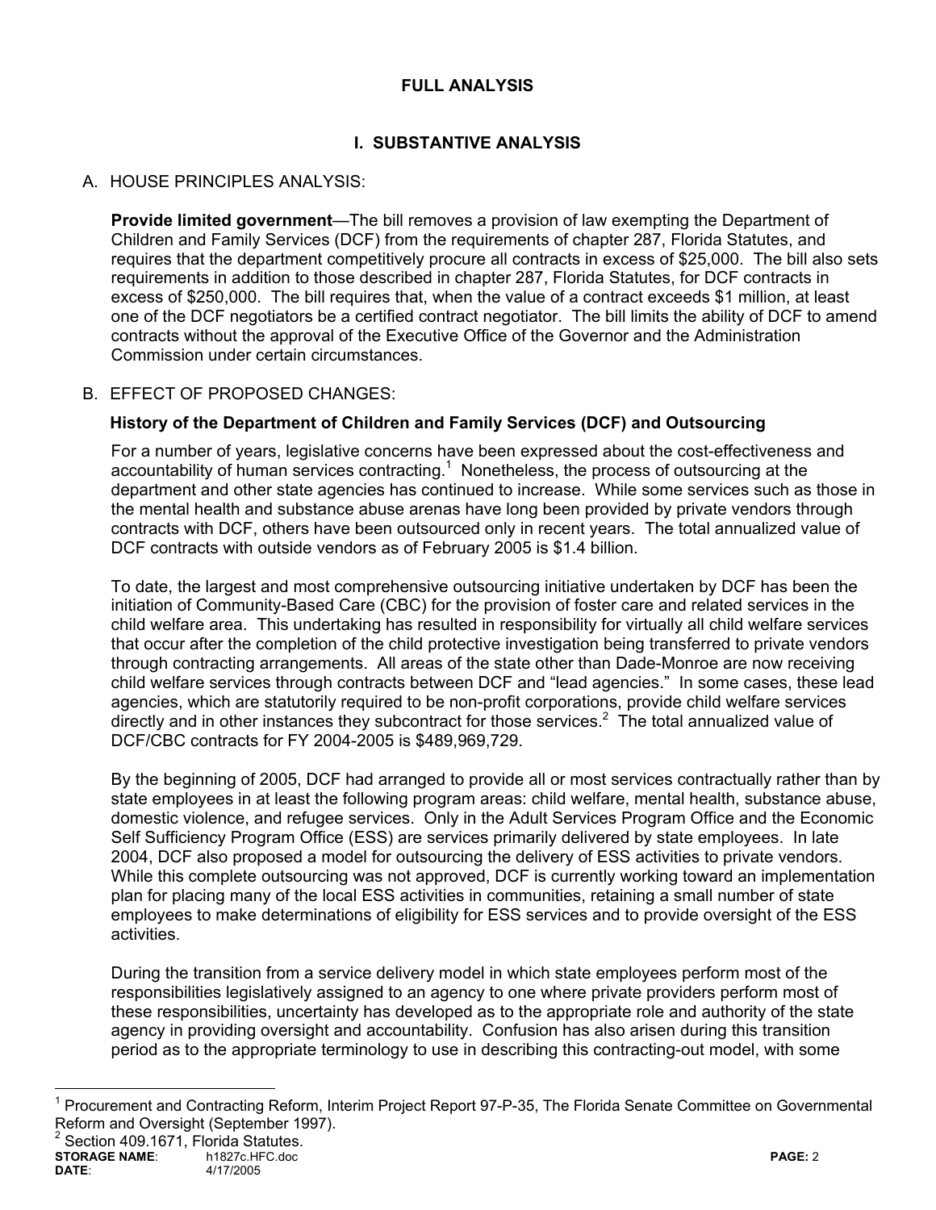## FULL ANALYSIS

## I. SUBSTANTIVE ANALYSIS

A. HOUSE PRINCIPLES ANALYSIS:

**Provide limited government**—The bill removes a provision of law exempting the Department of Children and Family Services (DCF) from the requirements of chapter 287, Florida Statutes, and requires that the department competitively procure all contracts in excess of $25,000. The bill also sets requirements in addition to those described in chapter 287, Florida Statutes, for DCF contracts in excess of $250,000. The bill requires that, when the value of a contract exceeds $1 million, at least one of the DCF negotiators be a certified contract negotiator. The bill limits the ability of DCF to amend contracts without the approval of the Executive Office of the Governor and the Administration Commission under certain circumstances.

B. EFFECT OF PROPOSED CHANGES:

**History of the Department of Children and Family Services (DCF) and Outsourcing**

For a number of years, legislative concerns have been expressed about the cost-effectiveness and accountability of human services contracting.[1] Nonetheless, the process of outsourcing at the department and other state agencies has continued to increase. While some services such as those in the mental health and substance abuse arenas have long been provided by private vendors through contracts with DCF, others have been outsourced only in recent years. The total annualized value of DCF contracts with outside vendors as of February 2005 is $1.4 billion.

To date, the largest and most comprehensive outsourcing initiative undertaken by DCF has been the initiation of Community-Based Care (CBC) for the provision of foster care and related services in the child welfare area. This undertaking has resulted in responsibility for virtually all child welfare services that occur after the completion of the child protective investigation being transferred to private vendors through contracting arrangements. All areas of the state other than Dade-Monroe are now receiving child welfare services through contracts between DCF and "lead agencies." In some cases, these lead agencies, which are statutorily required to be non-profit corporations, provide child welfare services directly and in other instances they subcontract for those services.[2] The total annualized value of DCF/CBC contracts for FY 2004-2005 is $489,969,729.

By the beginning of 2005, DCF had arranged to provide all or most services contractually rather than by state employees in at least the following program areas: child welfare, mental health, substance abuse, domestic violence, and refugee services. Only in the Adult Services Program Office and the Economic Self Sufficiency Program Office (ESS) are services primarily delivered by state employees. In late 2004, DCF also proposed a model for outsourcing the delivery of ESS activities to private vendors. While this complete outsourcing was not approved, DCF is currently working toward an implementation plan for placing many of the local ESS activities in communities, retaining a small number of state employees to make determinations of eligibility for ESS services and to provide oversight of the ESS activities.

During the transition from a service delivery model in which state employees perform most of the responsibilities legislatively assigned to an agency to one where private providers perform most of these responsibilities, uncertainty has developed as to the appropriate role and authority of the state agency in providing oversight and accountability. Confusion has also arisen during this transition period as to the appropriate terminology to use in describing this contracting-out model, with some

---

[1] Procurement and Contracting Reform, Interim Project Report 97-P-35, The Florida Senate Committee on Governmental Reform and Oversight (September 1997).

[2] Section 409.1671, Florida Statutes.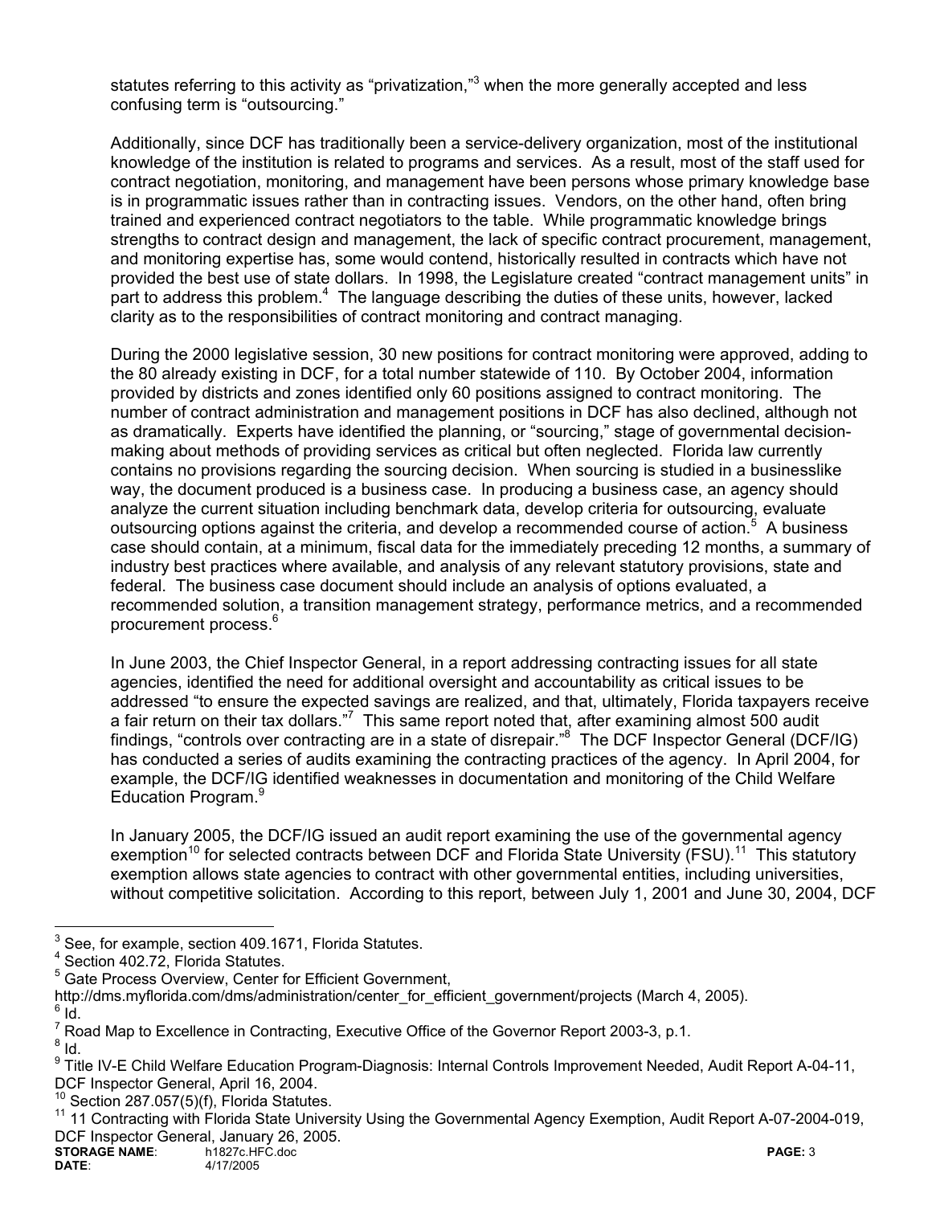statutes referring to this activity as "privatization,"[3] when the more generally accepted and less confusing term is "outsourcing."

Additionally, since DCF has traditionally been a service-delivery organization, most of the institutional knowledge of the institution is related to programs and services. As a result, most of the staff used for contract negotiation, monitoring, and management have been persons whose primary knowledge base is in programmatic issues rather than in contracting issues. Vendors, on the other hand, often bring trained and experienced contract negotiators to the table. While programmatic knowledge brings strengths to contract design and management, the lack of specific contract procurement, management, and monitoring expertise has, some would contend, historically resulted in contracts which have not provided the best use of state dollars. In 1998, the Legislature created "contract management units" in part to address this problem.[4] The language describing the duties of these units, however, lacked clarity as to the responsibilities of contract monitoring and contract managing.

During the 2000 legislative session, 30 new positions for contract monitoring were approved, adding to the 80 already existing in DCF, for a total number statewide of 110. By October 2004, information provided by districts and zones identified only 60 positions assigned to contract monitoring. The number of contract administration and management positions in DCF has also declined, although not as dramatically. Experts have identified the planning, or "sourcing," stage of governmental decision-making about methods of providing services as critical but often neglected. Florida law currently contains no provisions regarding the sourcing decision. When sourcing is studied in a businesslike way, the document produced is a business case. In producing a business case, an agency should analyze the current situation including benchmark data, develop criteria for outsourcing, evaluate outsourcing options against the criteria, and develop a recommended course of action.[5] A business case should contain, at a minimum, fiscal data for the immediately preceding 12 months, a summary of industry best practices where available, and analysis of any relevant statutory provisions, state and federal. The business case document should include an analysis of options evaluated, a recommended solution, a transition management strategy, performance metrics, and a recommended procurement process.[6]

In June 2003, the Chief Inspector General, in a report addressing contracting issues for all state agencies, identified the need for additional oversight and accountability as critical issues to be addressed "to ensure the expected savings are realized, and that, ultimately, Florida taxpayers receive a fair return on their tax dollars."[7] This same report noted that, after examining almost 500 audit findings, "controls over contracting are in a state of disrepair."[8] The DCF Inspector General (DCF/IG) has conducted a series of audits examining the contracting practices of the agency. In April 2004, for example, the DCF/IG identified weaknesses in documentation and monitoring of the Child Welfare Education Program.[9]

In January 2005, the DCF/IG issued an audit report examining the use of the governmental agency exemption[10] for selected contracts between DCF and Florida State University (FSU).[11] This statutory exemption allows state agencies to contract with other governmental entities, including universities, without competitive solicitation. According to this report, between July 1, 2001 and June 30, 2004, DCF

---

[3] See, for example, section 409.1671, Florida Statutes.

[4] Section 402.72, Florida Statutes.

[5] Gate Process Overview, Center for Efficient Government, http://dms.myflorida.com/dms/administration/center_for_efficient_government/projects (March 4, 2005).

[6] Id.

[7] Road Map to Excellence in Contracting, Executive Office of the Governor Report 2003-3, p.1.

[8] Id.

[9] Title IV-E Child Welfare Education Program-Diagnosis: Internal Controls Improvement Needed, Audit Report A-04-11, DCF Inspector General, April 16, 2004.

[10] Section 287.057(5)(f), Florida Statutes.

[11] 11 Contracting with Florida State University Using the Governmental Agency Exemption, Audit Report A-07-2004-019, DCF Inspector General, January 26, 2005.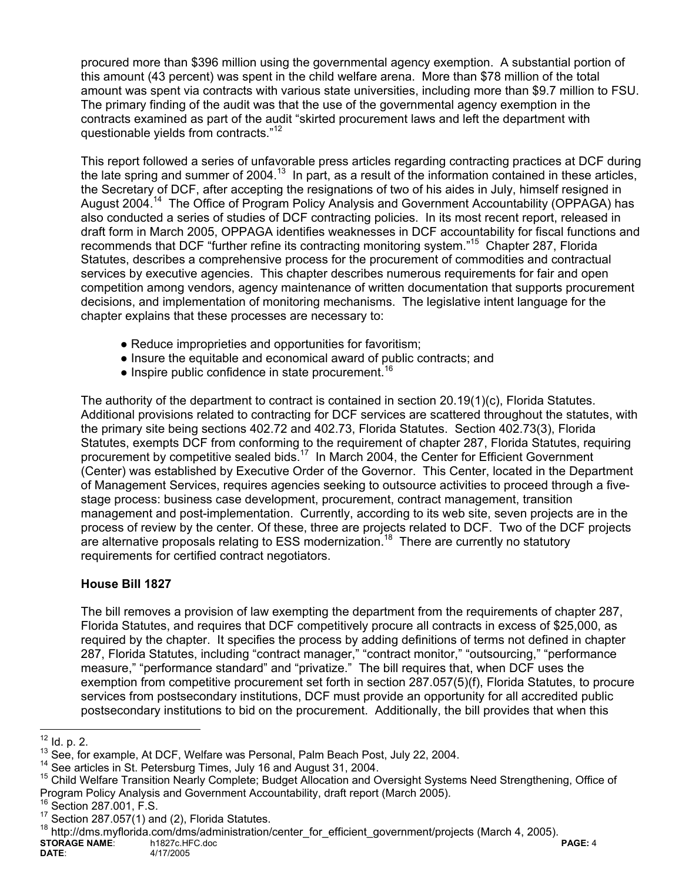procured more than $396 million using the governmental agency exemption. A substantial portion of this amount (43 percent) was spent in the child welfare arena. More than $78 million of the total amount was spent via contracts with various state universities, including more than $9.7 million to FSU. The primary finding of the audit was that the use of the governmental agency exemption in the contracts examined as part of the audit "skirted procurement laws and left the department with questionable yields from contracts."[12]

This report followed a series of unfavorable press articles regarding contracting practices at DCF during the late spring and summer of 2004.[13] In part, as a result of the information contained in these articles, the Secretary of DCF, after accepting the resignations of two of his aides in July, himself resigned in August 2004.[14] The Office of Program Policy Analysis and Government Accountability (OPPAGA) has also conducted a series of studies of DCF contracting policies. In its most recent report, released in draft form in March 2005, OPPAGA identifies weaknesses in DCF accountability for fiscal functions and recommends that DCF "further refine its contracting monitoring system."[15] Chapter 287, Florida Statutes, describes a comprehensive process for the procurement of commodities and contractual services by executive agencies. This chapter describes numerous requirements for fair and open competition among vendors, agency maintenance of written documentation that supports procurement decisions, and implementation of monitoring mechanisms. The legislative intent language for the chapter explains that these processes are necessary to:

- Reduce improprieties and opportunities for favoritism;
- Insure the equitable and economical award of public contracts; and
- Inspire public confidence in state procurement.[16]

The authority of the department to contract is contained in section 20.19(1)(c), Florida Statutes. Additional provisions related to contracting for DCF services are scattered throughout the statutes, with the primary site being sections 402.72 and 402.73, Florida Statutes. Section 402.73(3), Florida Statutes, exempts DCF from conforming to the requirement of chapter 287, Florida Statutes, requiring procurement by competitive sealed bids.[17] In March 2004, the Center for Efficient Government (Center) was established by Executive Order of the Governor. This Center, located in the Department of Management Services, requires agencies seeking to outsource activities to proceed through a five-stage process: business case development, procurement, contract management, transition management and post-implementation. Currently, according to its web site, seven projects are in the process of review by the center. Of these, three are projects related to DCF. Two of the DCF projects are alternative proposals relating to ESS modernization.[18] There are currently no statutory requirements for certified contract negotiators.

**House Bill 1827**

The bill removes a provision of law exempting the department from the requirements of chapter 287, Florida Statutes, and requires that DCF competitively procure all contracts in excess of $25,000, as required by the chapter. It specifies the process by adding definitions of terms not defined in chapter 287, Florida Statutes, including "contract manager," "contract monitor," "outsourcing," "performance measure," "performance standard" and "privatize." The bill requires that, when DCF uses the exemption from competitive procurement set forth in section 287.057(5)(f), Florida Statutes, to procure services from postsecondary institutions, DCF must provide an opportunity for all accredited public postsecondary institutions to bid on the procurement. Additionally, the bill provides that when this

---

[12] Id. p. 2.

[13] See, for example, At DCF, Welfare was Personal, Palm Beach Post, July 22, 2004.

[14] See articles in St. Petersburg Times, July 16 and August 31, 2004.

[15] Child Welfare Transition Nearly Complete; Budget Allocation and Oversight Systems Need Strengthening, Office of Program Policy Analysis and Government Accountability, draft report (March 2005).

[16] Section 287.001, F.S.

[17] Section 287.057(1) and (2), Florida Statutes.

[18] http://dms.myflorida.com/dms/administration/center_for_efficient_government/projects (March 4, 2005).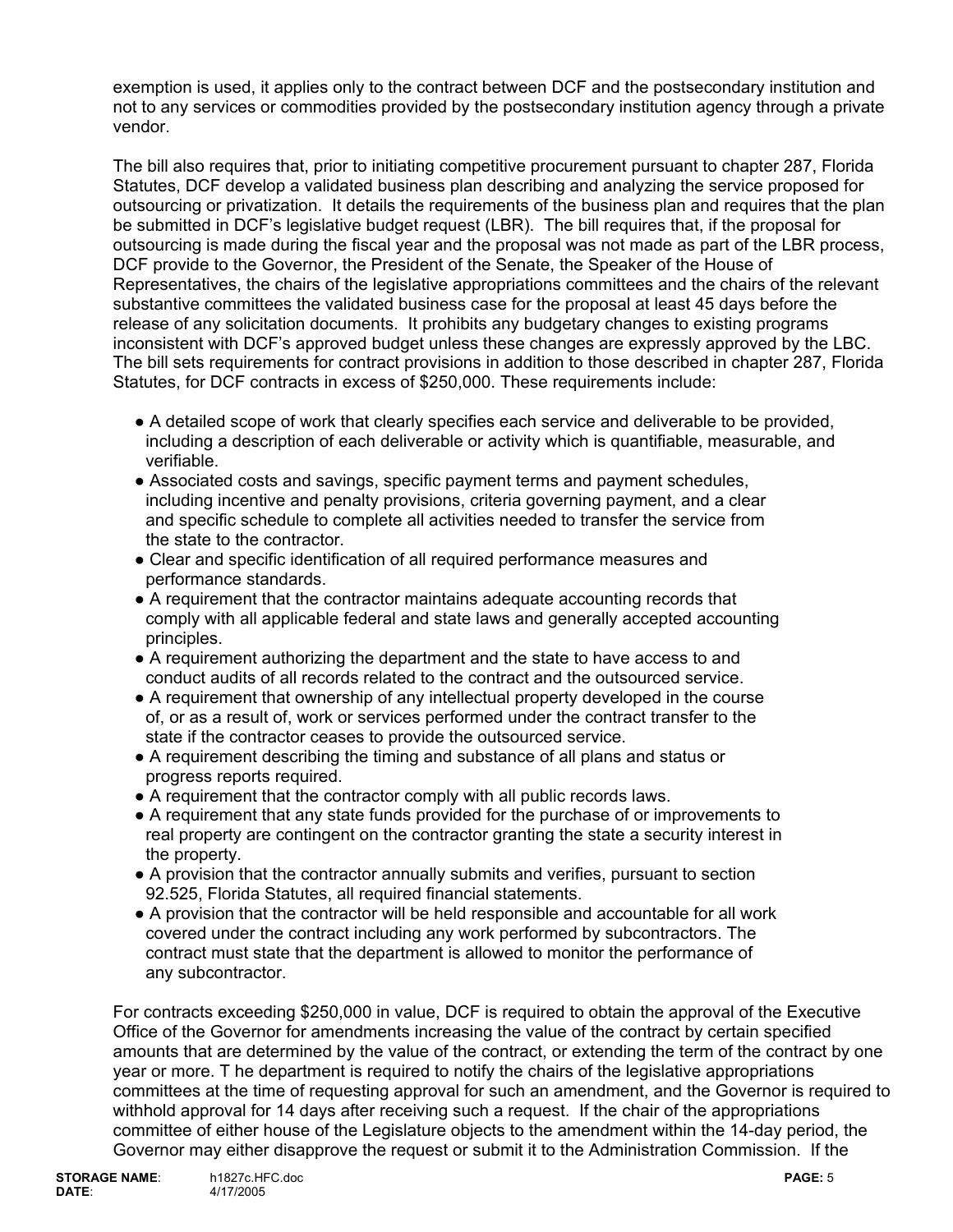exemption is used, it applies only to the contract between DCF and the postsecondary institution and not to any services or commodities provided by the postsecondary institution agency through a private vendor.

The bill also requires that, prior to initiating competitive procurement pursuant to chapter 287, Florida Statutes, DCF develop a validated business plan describing and analyzing the service proposed for outsourcing or privatization. It details the requirements of the business plan and requires that the plan be submitted in DCF's legislative budget request (LBR). The bill requires that, if the proposal for outsourcing is made during the fiscal year and the proposal was not made as part of the LBR process, DCF provide to the Governor, the President of the Senate, the Speaker of the House of Representatives, the chairs of the legislative appropriations committees and the chairs of the relevant substantive committees the validated business case for the proposal at least 45 days before the release of any solicitation documents. It prohibits any budgetary changes to existing programs inconsistent with DCF's approved budget unless these changes are expressly approved by the LBC. The bill sets requirements for contract provisions in addition to those described in chapter 287, Florida Statutes, for DCF contracts in excess of $250,000. These requirements include:

- A detailed scope of work that clearly specifies each service and deliverable to be provided, including a description of each deliverable or activity which is quantifiable, measurable, and verifiable.
- Associated costs and savings, specific payment terms and payment schedules, including incentive and penalty provisions, criteria governing payment, and a clear and specific schedule to complete all activities needed to transfer the service from the state to the contractor.
- Clear and specific identification of all required performance measures and performance standards.
- A requirement that the contractor maintains adequate accounting records that comply with all applicable federal and state laws and generally accepted accounting principles.
- A requirement authorizing the department and the state to have access to and conduct audits of all records related to the contract and the outsourced service.
- A requirement that ownership of any intellectual property developed in the course of, or as a result of, work or services performed under the contract transfer to the state if the contractor ceases to provide the outsourced service.
- A requirement describing the timing and substance of all plans and status or progress reports required.
- A requirement that the contractor comply with all public records laws.
- A requirement that any state funds provided for the purchase of or improvements to real property are contingent on the contractor granting the state a security interest in the property.
- A provision that the contractor annually submits and verifies, pursuant to section 92.525, Florida Statutes, all required financial statements.
- A provision that the contractor will be held responsible and accountable for all work covered under the contract including any work performed by subcontractors. The contract must state that the department is allowed to monitor the performance of any subcontractor.

For contracts exceeding $250,000 in value, DCF is required to obtain the approval of the Executive Office of the Governor for amendments increasing the value of the contract by certain specified amounts that are determined by the value of the contract, or extending the term of the contract by one year or more. T he department is required to notify the chairs of the legislative appropriations committees at the time of requesting approval for such an amendment, and the Governor is required to withhold approval for 14 days after receiving such a request. If the chair of the appropriations committee of either house of the Legislature objects to the amendment within the 14-day period, the Governor may either disapprove the request or submit it to the Administration Commission. If the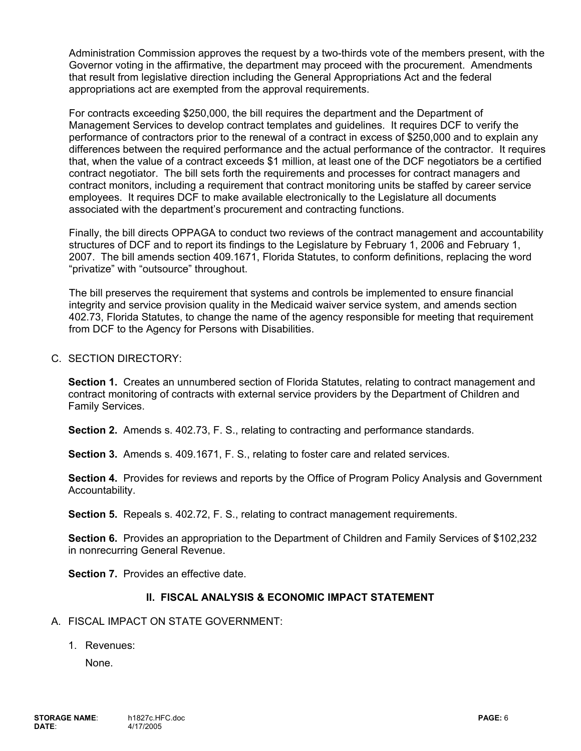Administration Commission approves the request by a two-thirds vote of the members present, with the Governor voting in the affirmative, the department may proceed with the procurement. Amendments that result from legislative direction including the General Appropriations Act and the federal appropriations act are exempted from the approval requirements.

For contracts exceeding $250,000, the bill requires the department and the Department of Management Services to develop contract templates and guidelines. It requires DCF to verify the performance of contractors prior to the renewal of a contract in excess of $250,000 and to explain any differences between the required performance and the actual performance of the contractor. It requires that, when the value of a contract exceeds $1 million, at least one of the DCF negotiators be a certified contract negotiator. The bill sets forth the requirements and processes for contract managers and contract monitors, including a requirement that contract monitoring units be staffed by career service employees. It requires DCF to make available electronically to the Legislature all documents associated with the department's procurement and contracting functions.

Finally, the bill directs OPPAGA to conduct two reviews of the contract management and accountability structures of DCF and to report its findings to the Legislature by February 1, 2006 and February 1, 2007. The bill amends section 409.1671, Florida Statutes, to conform definitions, replacing the word "privatize" with "outsource" throughout.

The bill preserves the requirement that systems and controls be implemented to ensure financial integrity and service provision quality in the Medicaid waiver service system, and amends section 402.73, Florida Statutes, to change the name of the agency responsible for meeting that requirement from DCF to the Agency for Persons with Disabilities.

C. SECTION DIRECTORY:

**Section 1.** Creates an unnumbered section of Florida Statutes, relating to contract management and contract monitoring of contracts with external service providers by the Department of Children and Family Services.

**Section 2.** Amends s. 402.73, F. S., relating to contracting and performance standards.

**Section 3.** Amends s. 409.1671, F. S., relating to foster care and related services.

**Section 4.** Provides for reviews and reports by the Office of Program Policy Analysis and Government Accountability.

**Section 5.** Repeals s. 402.72, F. S., relating to contract management requirements.

**Section 6.** Provides an appropriation to the Department of Children and Family Services of $102,232 in nonrecurring General Revenue.

**Section 7.** Provides an effective date.

## II. FISCAL ANALYSIS & ECONOMIC IMPACT STATEMENT

A. FISCAL IMPACT ON STATE GOVERNMENT:

1. Revenues:

   None.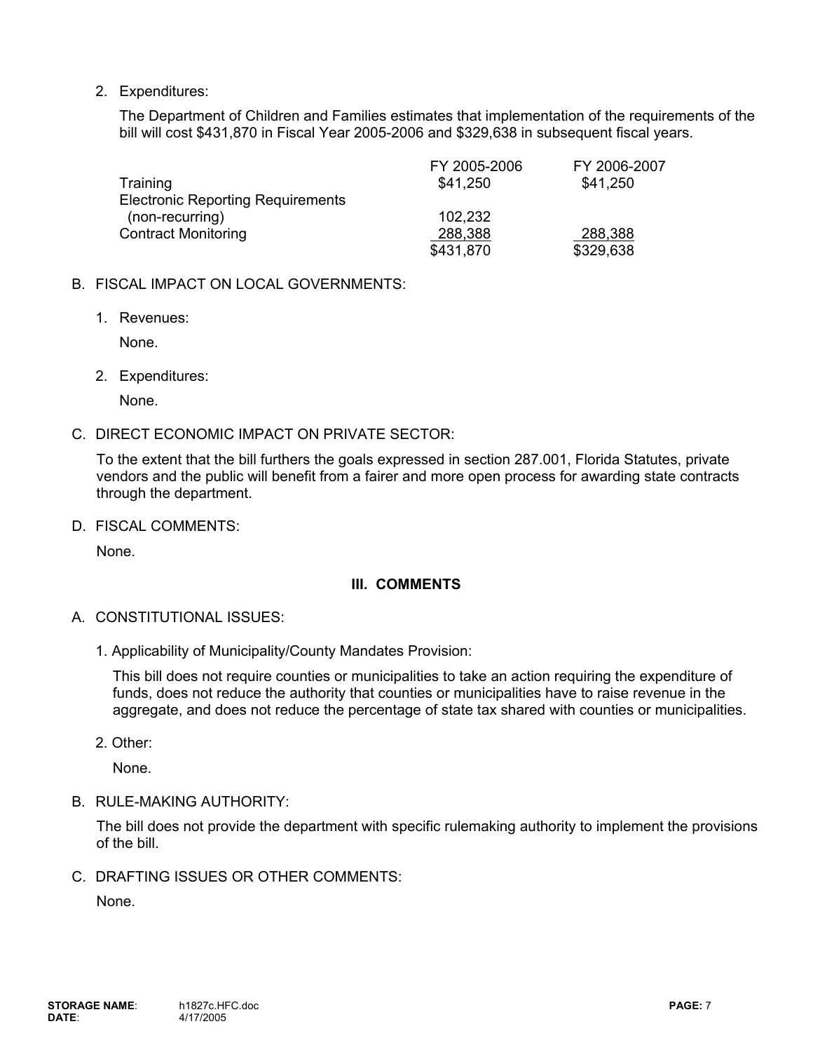2. Expenditures:

The Department of Children and Families estimates that implementation of the requirements of the bill will cost $431,870 in Fiscal Year 2005-2006 and $329,638 in subsequent fiscal years.

| | FY 2005-2006 | FY 2006-2007 |
|---|---|---|
| Training | $41,250 | $41,250 |
| Electronic Reporting Requirements (non-recurring) | 102,232 | |
| Contract Monitoring | 288,388 | 288,388 |
| | $431,870 | $329,638 |

B. FISCAL IMPACT ON LOCAL GOVERNMENTS:

1. Revenues:

None.

2. Expenditures:

None.

C. DIRECT ECONOMIC IMPACT ON PRIVATE SECTOR:

To the extent that the bill furthers the goals expressed in section 287.001, Florida Statutes, private vendors and the public will benefit from a fairer and more open process for awarding state contracts through the department.

D. FISCAL COMMENTS:

None.

## III. COMMENTS

A. CONSTITUTIONAL ISSUES:

1. Applicability of Municipality/County Mandates Provision:

This bill does not require counties or municipalities to take an action requiring the expenditure of funds, does not reduce the authority that counties or municipalities have to raise revenue in the aggregate, and does not reduce the percentage of state tax shared with counties or municipalities.

2. Other:

None.

B. RULE-MAKING AUTHORITY:

The bill does not provide the department with specific rulemaking authority to implement the provisions of the bill.

C. DRAFTING ISSUES OR OTHER COMMENTS:

None.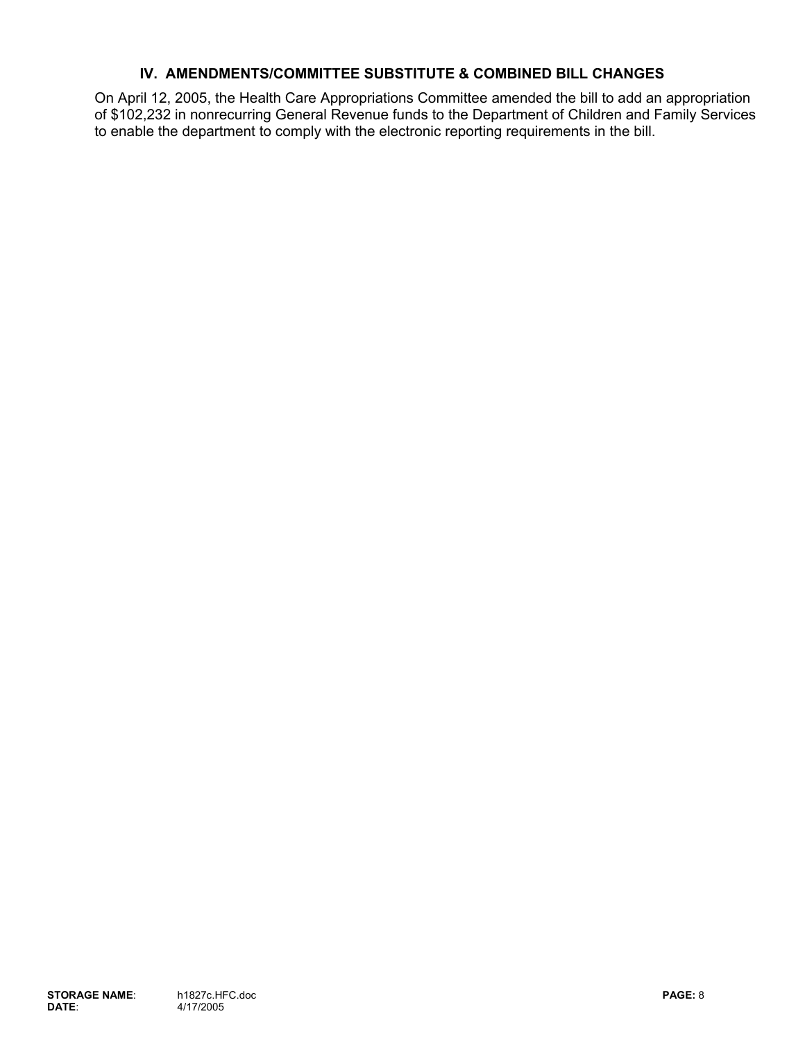## IV. AMENDMENTS/COMMITTEE SUBSTITUTE & COMBINED BILL CHANGES

On April 12, 2005, the Health Care Appropriations Committee amended the bill to add an appropriation of $102,232 in nonrecurring General Revenue funds to the Department of Children and Family Services to enable the department to comply with the electronic reporting requirements in the bill.